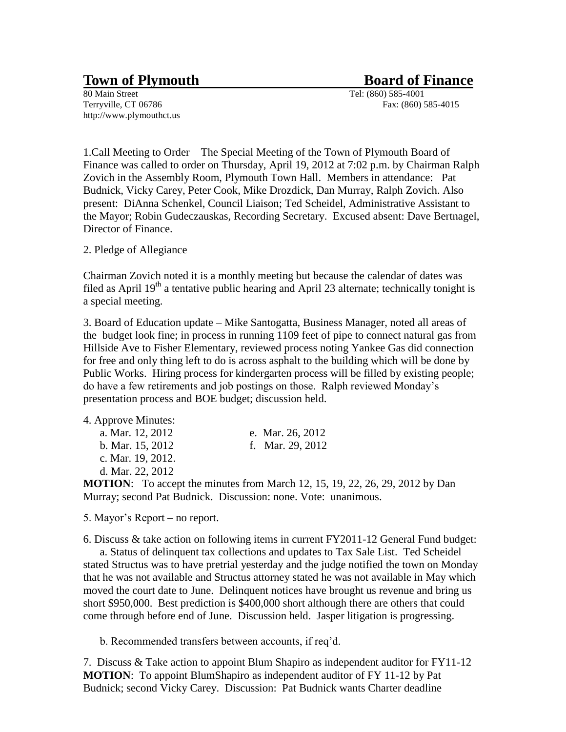# Town of Plymouth Board of Finance

80 Main Street
Terryville, CT 06786
http://www.plymouthct.us

Tel: (860) 585-4001
Fax: (860) 585-4015

1.Call Meeting to Order – The Special Meeting of the Town of Plymouth Board of Finance was called to order on Thursday, April 19, 2012 at 7:02 p.m. by Chairman Ralph Zovich in the Assembly Room, Plymouth Town Hall. Members in attendance: Pat Budnick, Vicky Carey, Peter Cook, Mike Drozdick, Dan Murray, Ralph Zovich. Also present: DiAnna Schenkel, Council Liaison; Ted Scheidel, Administrative Assistant to the Mayor; Robin Gudeczauskas, Recording Secretary. Excused absent: Dave Bertnagel, Director of Finance.

2. Pledge of Allegiance

Chairman Zovich noted it is a monthly meeting but because the calendar of dates was filed as April 19th a tentative public hearing and April 23 alternate; technically tonight is a special meeting.

3. Board of Education update – Mike Santogatta, Business Manager, noted all areas of the budget look fine; in process in running 1109 feet of pipe to connect natural gas from Hillside Ave to Fisher Elementary, reviewed process noting Yankee Gas did connection for free and only thing left to do is across asphalt to the building which will be done by Public Works. Hiring process for kindergarten process will be filled by existing people; do have a few retirements and job postings on those. Ralph reviewed Monday's presentation process and BOE budget; discussion held.

4. Approve Minutes:

a. Mar. 12, 2012
b. Mar. 15, 2012
c. Mar. 19, 2012.
d. Mar. 22, 2012
e. Mar. 26, 2012
f. Mar. 29, 2012

**MOTION**: To accept the minutes from March 12, 15, 19, 22, 26, 29, 2012 by Dan Murray; second Pat Budnick. Discussion: none. Vote: unanimous.

5. Mayor's Report – no report.

6. Discuss & take action on following items in current FY2011-12 General Fund budget:

a. Status of delinquent tax collections and updates to Tax Sale List. Ted Scheidel stated Structus was to have pretrial yesterday and the judge notified the town on Monday that he was not available and Structus attorney stated he was not available in May which moved the court date to June. Delinquent notices have brought us revenue and bring us short $950,000. Best prediction is $400,000 short although there are others that could come through before end of June. Discussion held. Jasper litigation is progressing.

b. Recommended transfers between accounts, if req'd.

7. Discuss & Take action to appoint Blum Shapiro as independent auditor for FY11-12
**MOTION**: To appoint BlumShapiro as independent auditor of FY 11-12 by Pat Budnick; second Vicky Carey. Discussion: Pat Budnick wants Charter deadline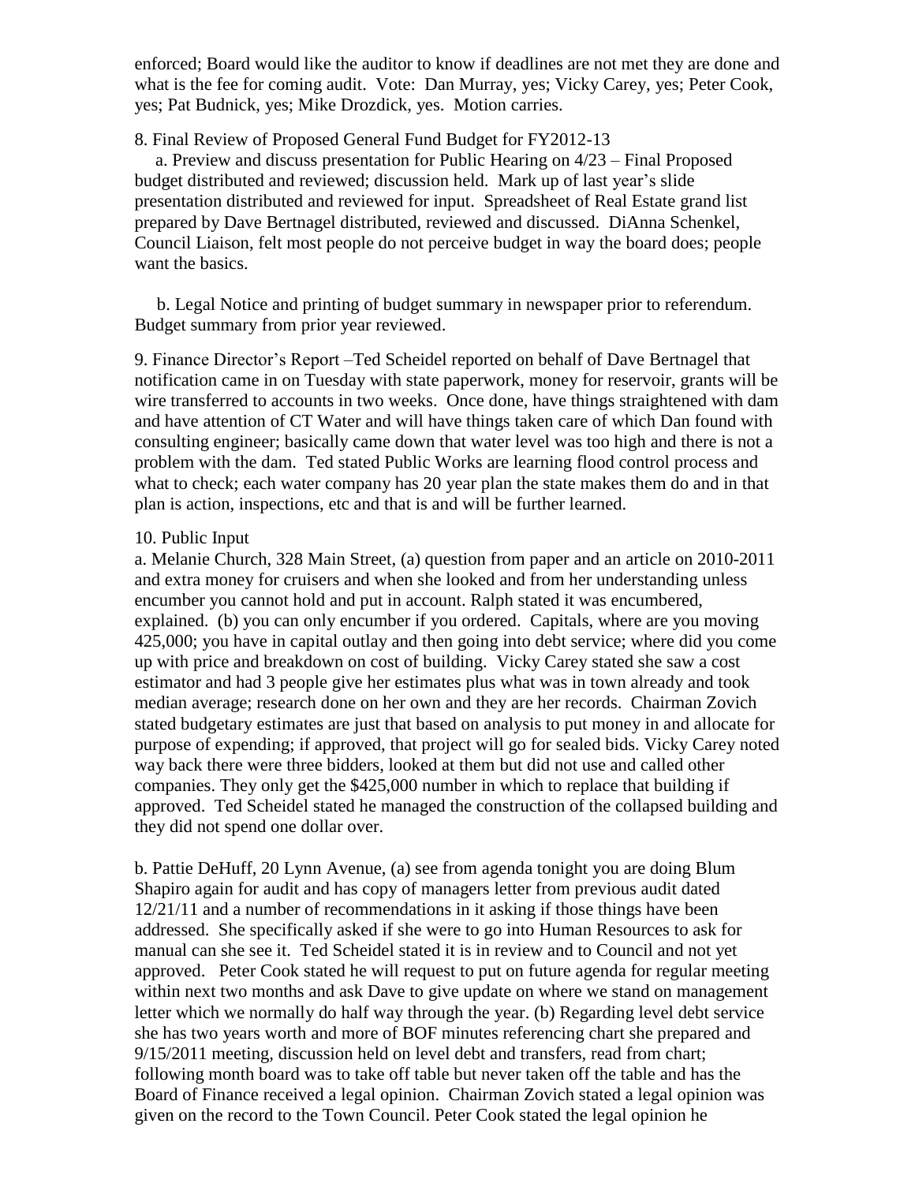enforced; Board would like the auditor to know if deadlines are not met they are done and what is the fee for coming audit. Vote: Dan Murray, yes; Vicky Carey, yes; Peter Cook, yes; Pat Budnick, yes; Mike Drozdick, yes. Motion carries.

8. Final Review of Proposed General Fund Budget for FY2012-13

a. Preview and discuss presentation for Public Hearing on 4/23 – Final Proposed budget distributed and reviewed; discussion held. Mark up of last year's slide presentation distributed and reviewed for input. Spreadsheet of Real Estate grand list prepared by Dave Bertnagel distributed, reviewed and discussed. DiAnna Schenkel, Council Liaison, felt most people do not perceive budget in way the board does; people want the basics.

b. Legal Notice and printing of budget summary in newspaper prior to referendum. Budget summary from prior year reviewed.

9. Finance Director's Report –Ted Scheidel reported on behalf of Dave Bertnagel that notification came in on Tuesday with state paperwork, money for reservoir, grants will be wire transferred to accounts in two weeks. Once done, have things straightened with dam and have attention of CT Water and will have things taken care of which Dan found with consulting engineer; basically came down that water level was too high and there is not a problem with the dam. Ted stated Public Works are learning flood control process and what to check; each water company has 20 year plan the state makes them do and in that plan is action, inspections, etc and that is and will be further learned.

10. Public Input

a. Melanie Church, 328 Main Street, (a) question from paper and an article on 2010-2011 and extra money for cruisers and when she looked and from her understanding unless encumber you cannot hold and put in account. Ralph stated it was encumbered, explained. (b) you can only encumber if you ordered. Capitals, where are you moving 425,000; you have in capital outlay and then going into debt service; where did you come up with price and breakdown on cost of building. Vicky Carey stated she saw a cost estimator and had 3 people give her estimates plus what was in town already and took median average; research done on her own and they are her records. Chairman Zovich stated budgetary estimates are just that based on analysis to put money in and allocate for purpose of expending; if approved, that project will go for sealed bids. Vicky Carey noted way back there were three bidders, looked at them but did not use and called other companies. They only get the $425,000 number in which to replace that building if approved. Ted Scheidel stated he managed the construction of the collapsed building and they did not spend one dollar over.

b. Pattie DeHuff, 20 Lynn Avenue, (a) see from agenda tonight you are doing Blum Shapiro again for audit and has copy of managers letter from previous audit dated 12/21/11 and a number of recommendations in it asking if those things have been addressed. She specifically asked if she were to go into Human Resources to ask for manual can she see it. Ted Scheidel stated it is in review and to Council and not yet approved. Peter Cook stated he will request to put on future agenda for regular meeting within next two months and ask Dave to give update on where we stand on management letter which we normally do half way through the year. (b) Regarding level debt service she has two years worth and more of BOF minutes referencing chart she prepared and 9/15/2011 meeting, discussion held on level debt and transfers, read from chart; following month board was to take off table but never taken off the table and has the Board of Finance received a legal opinion. Chairman Zovich stated a legal opinion was given on the record to the Town Council. Peter Cook stated the legal opinion he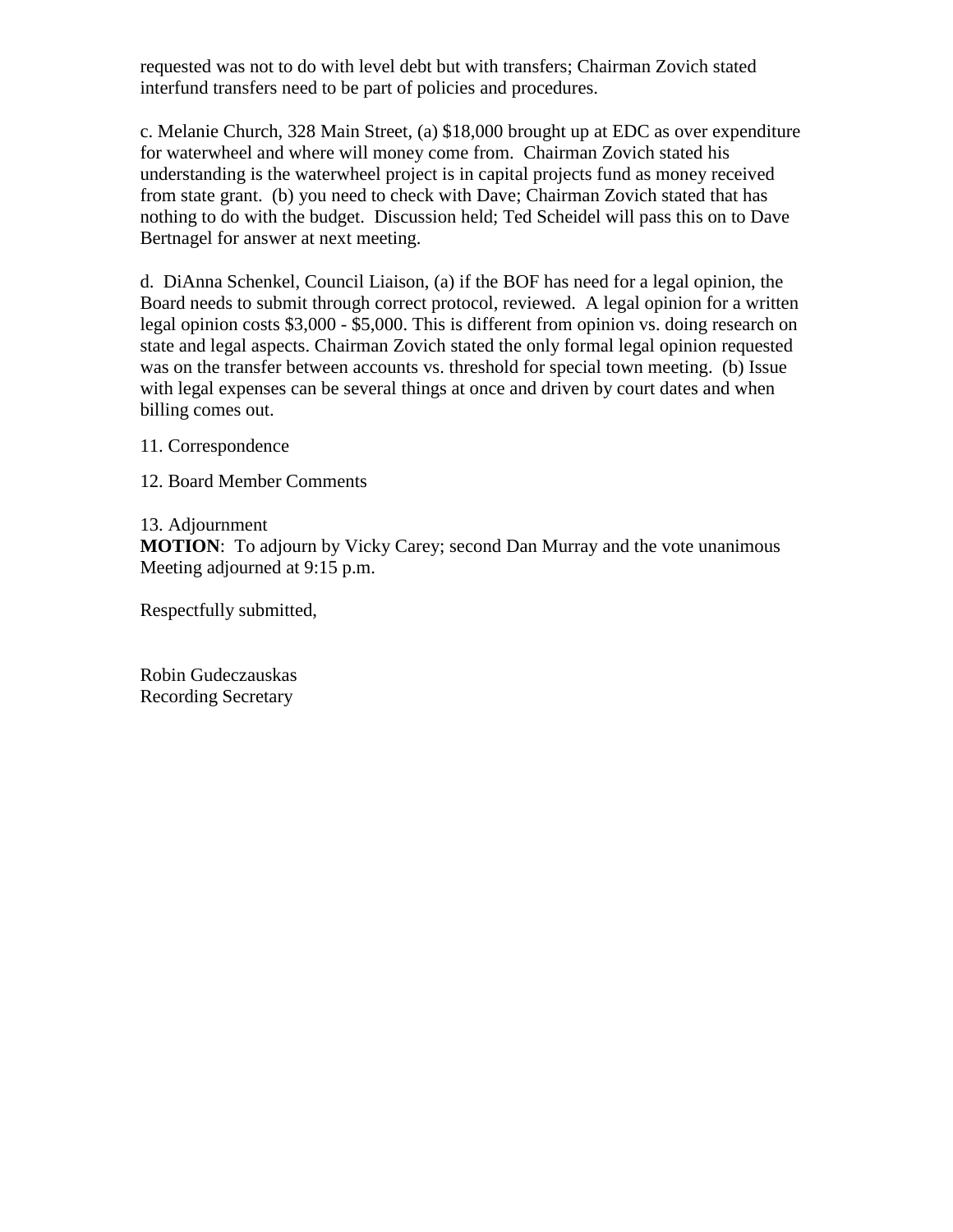requested was not to do with level debt but with transfers; Chairman Zovich stated interfund transfers need to be part of policies and procedures.

c. Melanie Church, 328 Main Street, (a) $18,000 brought up at EDC as over expenditure for waterwheel and where will money come from. Chairman Zovich stated his understanding is the waterwheel project is in capital projects fund as money received from state grant. (b) you need to check with Dave; Chairman Zovich stated that has nothing to do with the budget. Discussion held; Ted Scheidel will pass this on to Dave Bertnagel for answer at next meeting.

d. DiAnna Schenkel, Council Liaison, (a) if the BOF has need for a legal opinion, the Board needs to submit through correct protocol, reviewed. A legal opinion for a written legal opinion costs $3,000 - $5,000. This is different from opinion vs. doing research on state and legal aspects. Chairman Zovich stated the only formal legal opinion requested was on the transfer between accounts vs. threshold for special town meeting. (b) Issue with legal expenses can be several things at once and driven by court dates and when billing comes out.

11. Correspondence

12. Board Member Comments

13. Adjournment
**MOTION**: To adjourn by Vicky Carey; second Dan Murray and the vote unanimous
Meeting adjourned at 9:15 p.m.

Respectfully submitted,

Robin Gudeczauskas
Recording Secretary